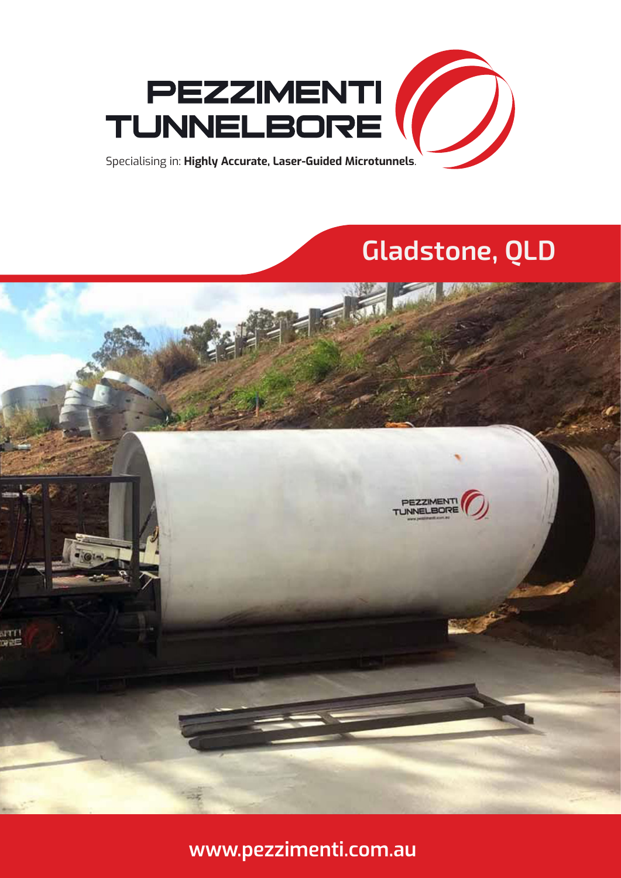# PEZZIMENTI TUNNELBORE

Specialising in: **Highly Accurate, Laser-Guided Microtunnels**.

## Gladstone, QLD

www.pezzimenti.com.au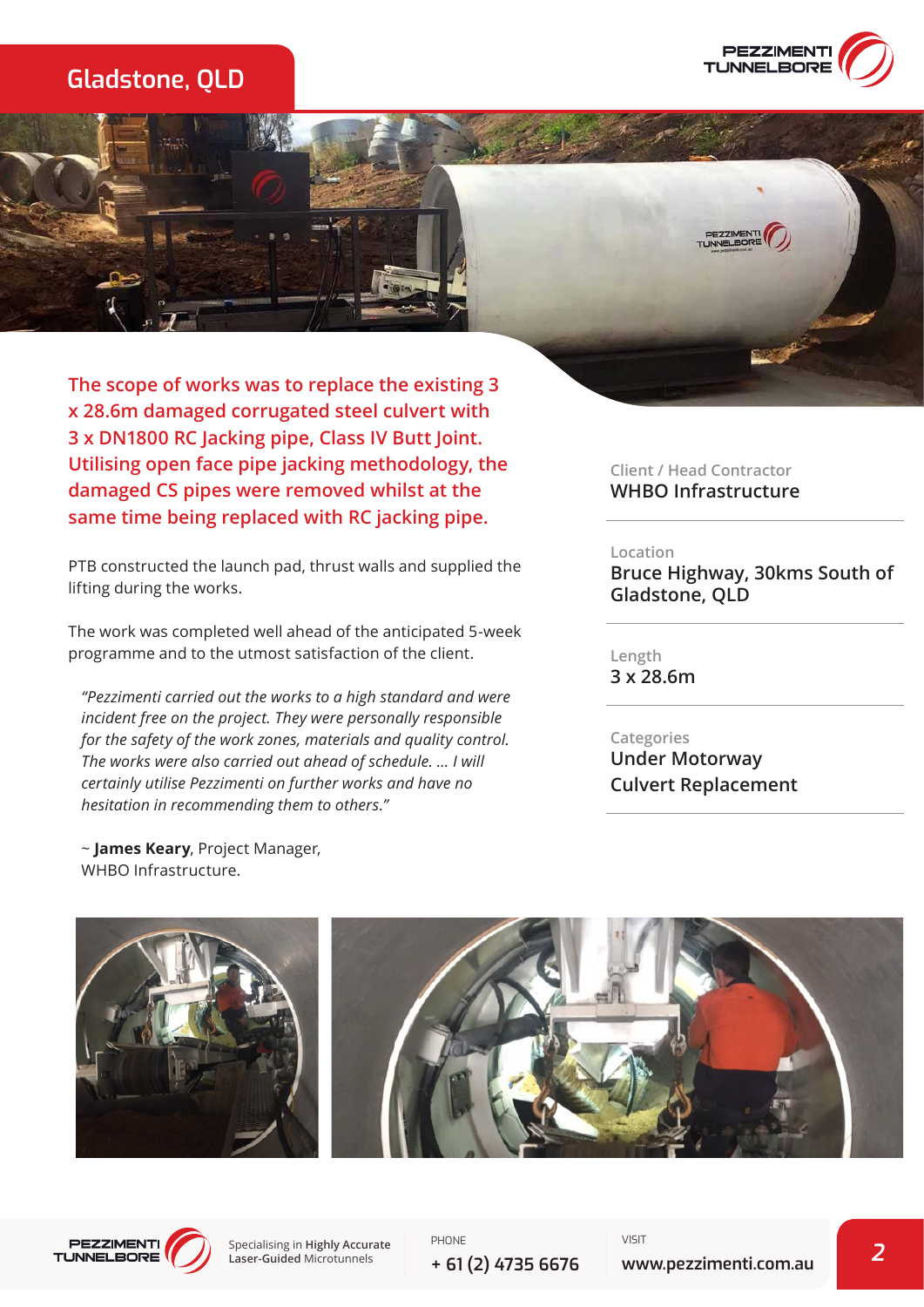# Gladstone, QLD

**The scope of works was to replace the existing 3 x 28.6m damaged corrugated steel culvert with 3 x DN1800 RC Jacking pipe, Class IV Butt Joint. Utilising open face pipe jacking methodology, the damaged CS pipes were removed whilst at the same time being replaced with RC jacking pipe.**

PTB constructed the launch pad, thrust walls and supplied the lifting during the works.

The work was completed well ahead of the anticipated 5-week programme and to the utmost satisfaction of the client.

> *"Pezzimenti carried out the works to a high standard and were incident free on the project. They were personally responsible for the safety of the work zones, materials and quality control. The works were also carried out ahead of schedule. ... I will certainly utilise Pezzimenti on further works and have no hesitation in recommending them to others."*
>
> ~ **James Keary**, Project Manager, WHBO Infrastructure.

Client / Head Contractor
**WHBO Infrastructure**

Location
**Bruce Highway, 30kms South of Gladstone, QLD**

Length
**3 x 28.6m**

Categories
**Under Motorway**
**Culvert Replacement**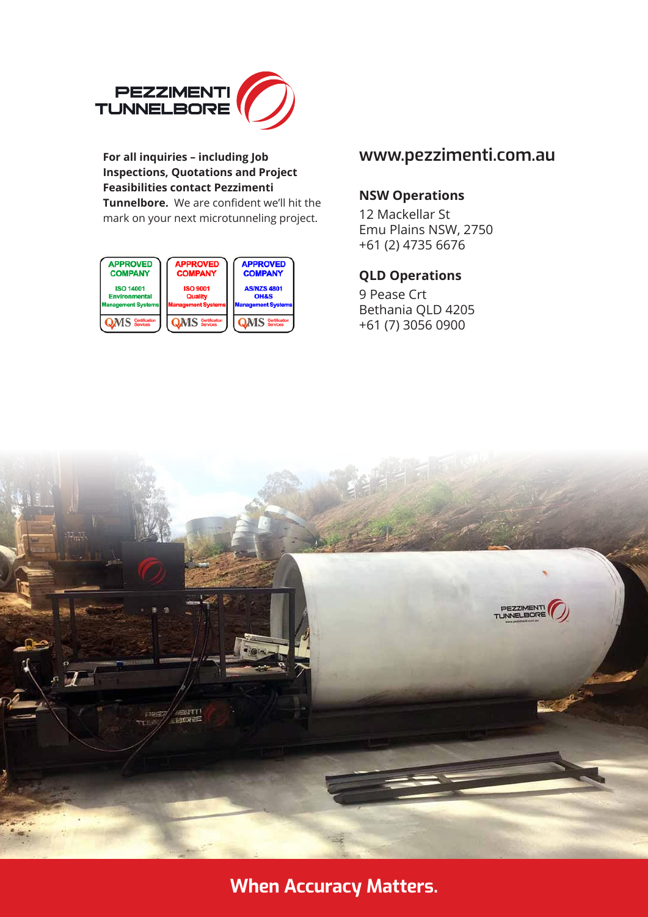PEZZIMENTI TUNNELBORE

**For all inquiries – including Job Inspections, Quotations and Project Feasibilities contact Pezzimenti Tunnelbore.** We are confident we'll hit the mark on your next microtunneling project.

APPROVED COMPANY
ISO 14001
Environmental
Management Systems
QMS Certification Services

APPROVED COMPANY
ISO 9001
Quality
Management Systems
QMS Certification Services

APPROVED COMPANY
AS/NZS 4801
OH&S
Management Systems
QMS Certification Services

## www.pezzimenti.com.au

### NSW Operations

12 Mackellar St
Emu Plains NSW, 2750
+61 (2) 4735 6676

### QLD Operations

9 Pease Crt
Bethania QLD 4205
+61 (7) 3056 0900

**When Accuracy Matters.**